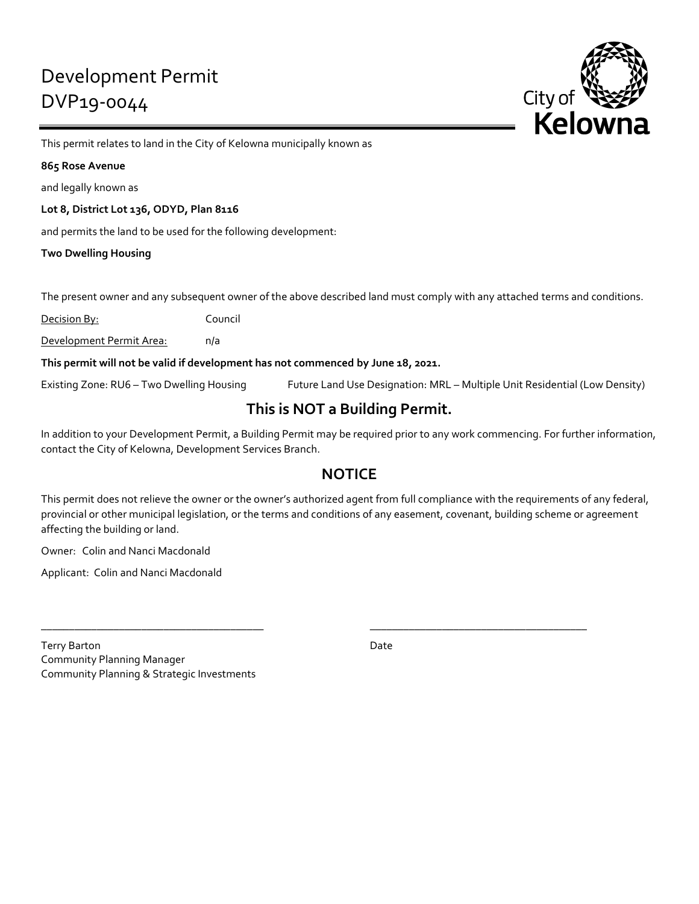# Development Permit
# DVP19-0044

This permit relates to land in the City of Kelowna municipally known as

**865 Rose Avenue**

and legally known as

**Lot 8, District Lot 136, ODYD, Plan 8116**

and permits the land to be used for the following development:

**Two Dwelling Housing**

The present owner and any subsequent owner of the above described land must comply with any attached terms and conditions.

Decision By: Council

Development Permit Area: n/a

**This permit will not be valid if development has not commenced by June 18, 2021.**

Existing Zone: RU6 – Two Dwelling Housing Future Land Use Designation: MRL – Multiple Unit Residential (Low Density)

## This is NOT a Building Permit.

In addition to your Development Permit, a Building Permit may be required prior to any work commencing. For further information, contact the City of Kelowna, Development Services Branch.

## NOTICE

This permit does not relieve the owner or the owner's authorized agent from full compliance with the requirements of any federal, provincial or other municipal legislation, or the terms and conditions of any easement, covenant, building scheme or agreement affecting the building or land.

Owner: Colin and Nanci Macdonald

Applicant: Colin and Nanci Macdonald

\_\_\_\_\_\_\_\_\_\_\_\_\_\_\_\_\_\_\_\_\_\_\_\_\_\_\_\_\_\_\_\_\_\_\_\_\_\_\_\_

Terry Barton
Community Planning Manager
Community Planning & Strategic Investments

\_\_\_\_\_\_\_\_\_\_\_\_\_\_\_\_\_\_\_\_\_\_\_\_\_\_\_\_\_\_\_\_\_\_\_\_\_\_\_\_

Date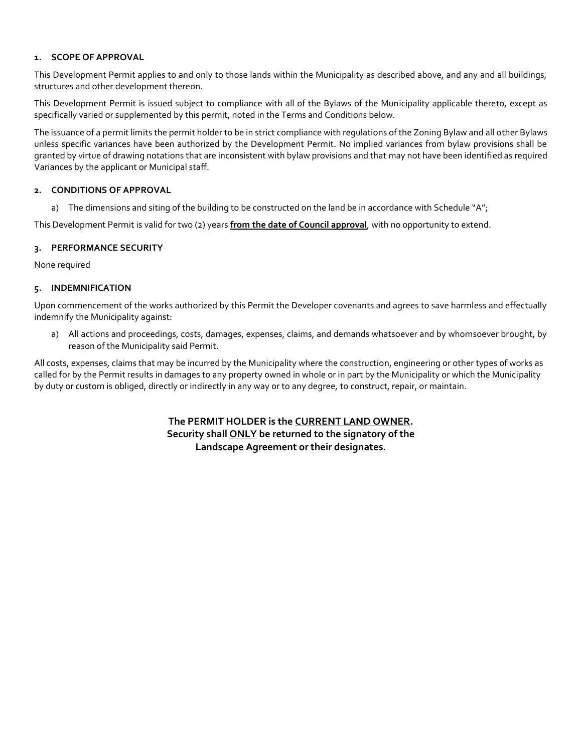### 1. SCOPE OF APPROVAL

This Development Permit applies to and only to those lands within the Municipality as described above, and any and all buildings, structures and other development thereon.

This Development Permit is issued subject to compliance with all of the Bylaws of the Municipality applicable thereto, except as specifically varied or supplemented by this permit, noted in the Terms and Conditions below.

The issuance of a permit limits the permit holder to be in strict compliance with regulations of the Zoning Bylaw and all other Bylaws unless specific variances have been authorized by the Development Permit. No implied variances from bylaw provisions shall be granted by virtue of drawing notations that are inconsistent with bylaw provisions and that may not have been identified as required Variances by the applicant or Municipal staff.

### 2. CONDITIONS OF APPROVAL

a) The dimensions and siting of the building to be constructed on the land be in accordance with Schedule "A";

This Development Permit is valid for two (2) years **<u>from the date of Council approval</u>**, with no opportunity to extend.

### 3. PERFORMANCE SECURITY

None required

### 5. INDEMNIFICATION

Upon commencement of the works authorized by this Permit the Developer covenants and agrees to save harmless and effectually indemnify the Municipality against:

a) All actions and proceedings, costs, damages, expenses, claims, and demands whatsoever and by whomsoever brought, by reason of the Municipality said Permit.

All costs, expenses, claims that may be incurred by the Municipality where the construction, engineering or other types of works as called for by the Permit results in damages to any property owned in whole or in part by the Municipality or which the Municipality by duty or custom is obliged, directly or indirectly in any way or to any degree, to construct, repair, or maintain.

**The PERMIT HOLDER is the <u>CURRENT LAND OWNER</u>.**
**Security shall <u>ONLY</u> be returned to the signatory of the Landscape Agreement or their designates.**